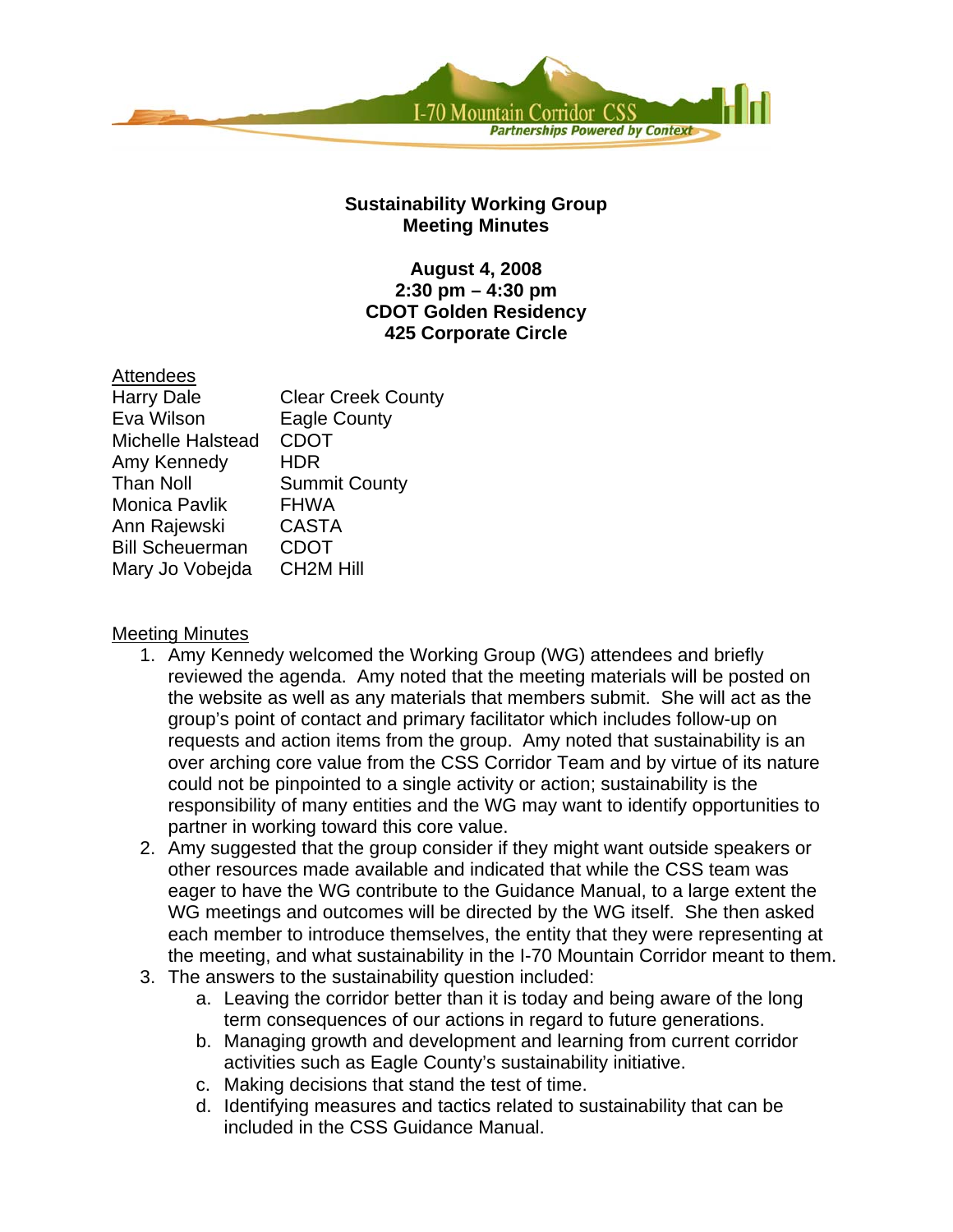I-70 Mountain Corridor CSS

*Partnerships Powered by Context*

**Sustainability Working Group**
**Meeting Minutes**

**August 4, 2008**
**2:30 pm – 4:30 pm**
**CDOT Golden Residency**
**425 Corporate Circle**

Attendees

| | |
|---|---|
| Harry Dale | Clear Creek County |
| Eva Wilson | Eagle County |
| Michelle Halstead | CDOT |
| Amy Kennedy | HDR |
| Than Noll | Summit County |
| Monica Pavlik | FHWA |
| Ann Rajewski | CASTA |
| Bill Scheuerman | CDOT |
| Mary Jo Vobejda | CH2M Hill |

Meeting Minutes

1. Amy Kennedy welcomed the Working Group (WG) attendees and briefly reviewed the agenda. Amy noted that the meeting materials will be posted on the website as well as any materials that members submit. She will act as the group's point of contact and primary facilitator which includes follow-up on requests and action items from the group. Amy noted that sustainability is an over arching core value from the CSS Corridor Team and by virtue of its nature could not be pinpointed to a single activity or action; sustainability is the responsibility of many entities and the WG may want to identify opportunities to partner in working toward this core value.
2. Amy suggested that the group consider if they might want outside speakers or other resources made available and indicated that while the CSS team was eager to have the WG contribute to the Guidance Manual, to a large extent the WG meetings and outcomes will be directed by the WG itself. She then asked each member to introduce themselves, the entity that they were representing at the meeting, and what sustainability in the I-70 Mountain Corridor meant to them.
3. The answers to the sustainability question included:
    a. Leaving the corridor better than it is today and being aware of the long term consequences of our actions in regard to future generations.
    b. Managing growth and development and learning from current corridor activities such as Eagle County's sustainability initiative.
    c. Making decisions that stand the test of time.
    d. Identifying measures and tactics related to sustainability that can be included in the CSS Guidance Manual.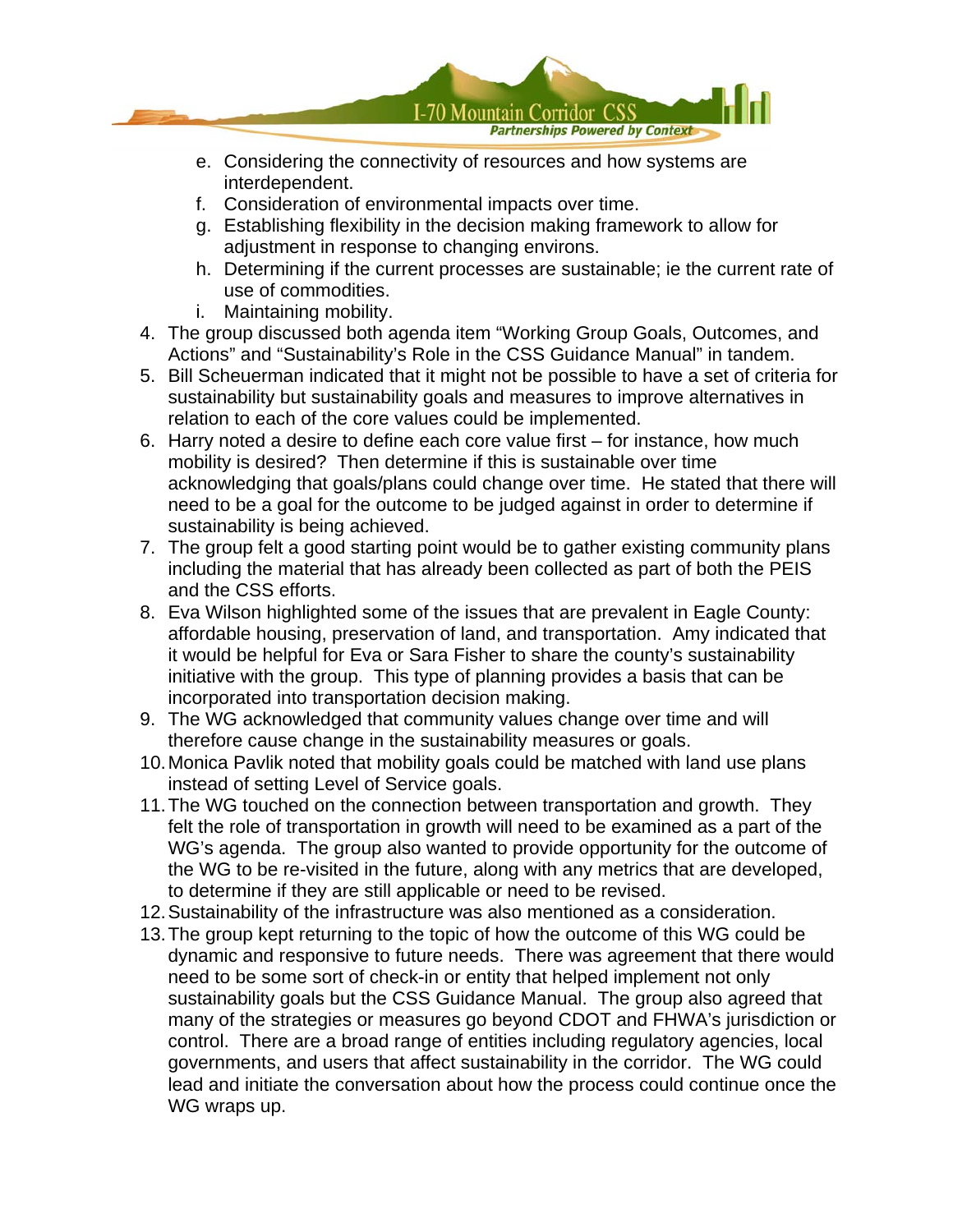e. Considering the connectivity of resources and how systems are interdependent.
   f. Consideration of environmental impacts over time.
   g. Establishing flexibility in the decision making framework to allow for adjustment in response to changing environs.
   h. Determining if the current processes are sustainable; ie the current rate of use of commodities.
   i. Maintaining mobility.

4. The group discussed both agenda item "Working Group Goals, Outcomes, and Actions" and "Sustainability's Role in the CSS Guidance Manual" in tandem.
5. Bill Scheuerman indicated that it might not be possible to have a set of criteria for sustainability but sustainability goals and measures to improve alternatives in relation to each of the core values could be implemented.
6. Harry noted a desire to define each core value first – for instance, how much mobility is desired? Then determine if this is sustainable over time acknowledging that goals/plans could change over time. He stated that there will need to be a goal for the outcome to be judged against in order to determine if sustainability is being achieved.
7. The group felt a good starting point would be to gather existing community plans including the material that has already been collected as part of both the PEIS and the CSS efforts.
8. Eva Wilson highlighted some of the issues that are prevalent in Eagle County: affordable housing, preservation of land, and transportation. Amy indicated that it would be helpful for Eva or Sara Fisher to share the county's sustainability initiative with the group. This type of planning provides a basis that can be incorporated into transportation decision making.
9. The WG acknowledged that community values change over time and will therefore cause change in the sustainability measures or goals.
10. Monica Pavlik noted that mobility goals could be matched with land use plans instead of setting Level of Service goals.
11. The WG touched on the connection between transportation and growth. They felt the role of transportation in growth will need to be examined as a part of the WG's agenda. The group also wanted to provide opportunity for the outcome of the WG to be re-visited in the future, along with any metrics that are developed, to determine if they are still applicable or need to be revised.
12. Sustainability of the infrastructure was also mentioned as a consideration.
13. The group kept returning to the topic of how the outcome of this WG could be dynamic and responsive to future needs. There was agreement that there would need to be some sort of check-in or entity that helped implement not only sustainability goals but the CSS Guidance Manual. The group also agreed that many of the strategies or measures go beyond CDOT and FHWA's jurisdiction or control. There are a broad range of entities including regulatory agencies, local governments, and users that affect sustainability in the corridor. The WG could lead and initiate the conversation about how the process could continue once the WG wraps up.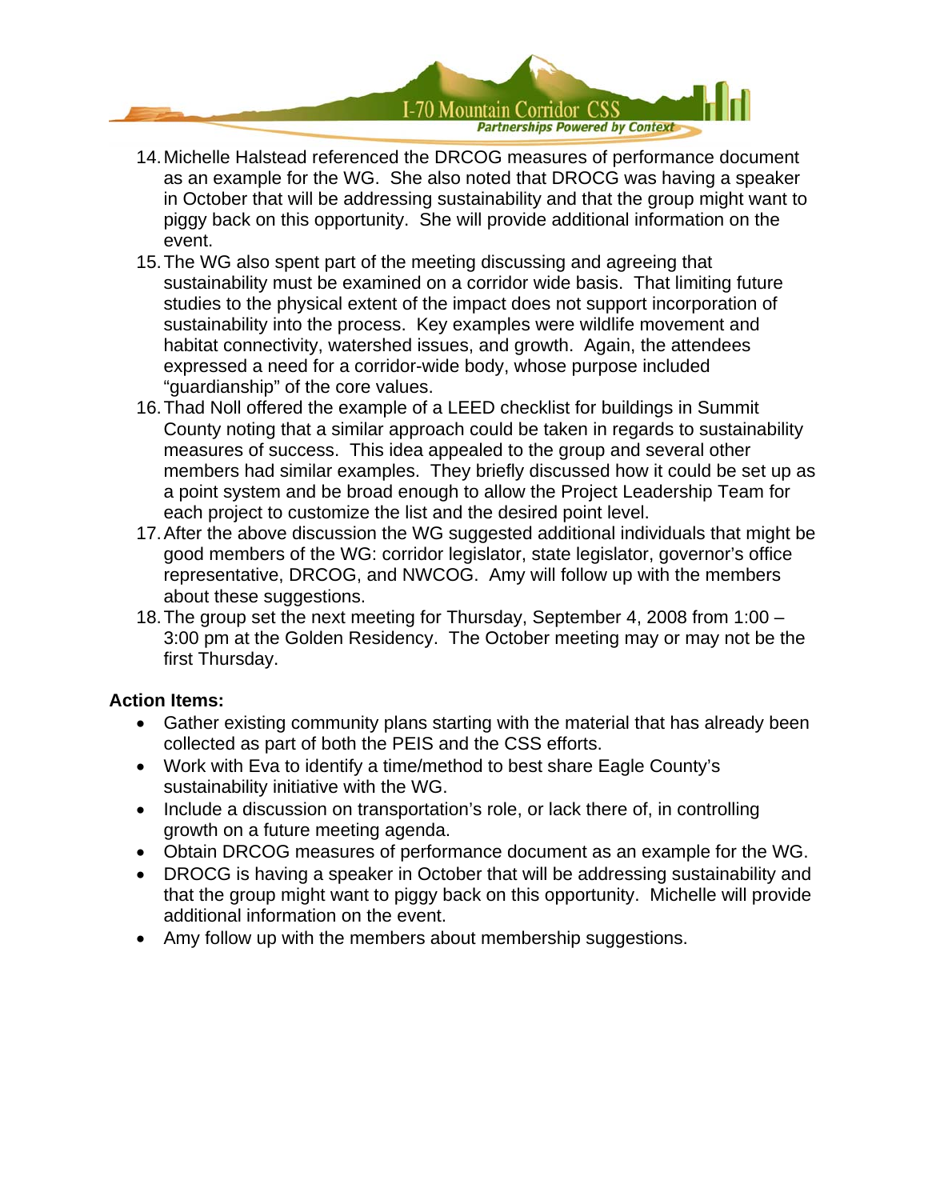14. Michelle Halstead referenced the DRCOG measures of performance document as an example for the WG. She also noted that DROCG was having a speaker in October that will be addressing sustainability and that the group might want to piggy back on this opportunity. She will provide additional information on the event.
15. The WG also spent part of the meeting discussing and agreeing that sustainability must be examined on a corridor wide basis. That limiting future studies to the physical extent of the impact does not support incorporation of sustainability into the process. Key examples were wildlife movement and habitat connectivity, watershed issues, and growth. Again, the attendees expressed a need for a corridor-wide body, whose purpose included "guardianship" of the core values.
16. Thad Noll offered the example of a LEED checklist for buildings in Summit County noting that a similar approach could be taken in regards to sustainability measures of success. This idea appealed to the group and several other members had similar examples. They briefly discussed how it could be set up as a point system and be broad enough to allow the Project Leadership Team for each project to customize the list and the desired point level.
17. After the above discussion the WG suggested additional individuals that might be good members of the WG: corridor legislator, state legislator, governor's office representative, DRCOG, and NWCOG. Amy will follow up with the members about these suggestions.
18. The group set the next meeting for Thursday, September 4, 2008 from 1:00 – 3:00 pm at the Golden Residency. The October meeting may or may not be the first Thursday.

**Action Items:**

- Gather existing community plans starting with the material that has already been collected as part of both the PEIS and the CSS efforts.
- Work with Eva to identify a time/method to best share Eagle County's sustainability initiative with the WG.
- Include a discussion on transportation's role, or lack there of, in controlling growth on a future meeting agenda.
- Obtain DRCOG measures of performance document as an example for the WG.
- DROCG is having a speaker in October that will be addressing sustainability and that the group might want to piggy back on this opportunity. Michelle will provide additional information on the event.
- Amy follow up with the members about membership suggestions.